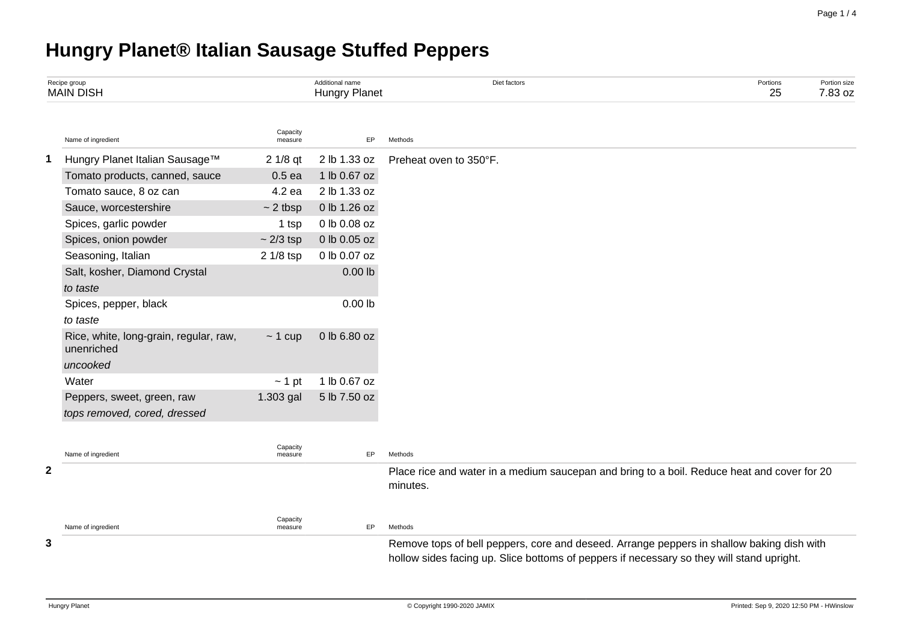# Hungry Planet® Italian Sausage Stuffed Peppers

| Recipe group | Additional name | Diet factors | Portions | Portion size |
|---|---|---|---|---|
| MAIN DISH | Hungry Planet | | 25 | 7.83 oz |

| | Name of ingredient | Capacity measure | EP | Methods |
|---|---|---|---|---|
| 1 | Hungry Planet Italian Sausage™ | 2 1/8 qt | 2 lb 1.33 oz | Preheat oven to 350°F. |
| | Tomato products, canned, sauce | 0.5 ea | 1 lb 0.67 oz | |
| | Tomato sauce, 8 oz can | 4.2 ea | 2 lb 1.33 oz | |
| | Sauce, worcestershire | ~ 2 tbsp | 0 lb 1.26 oz | |
| | Spices, garlic powder | 1 tsp | 0 lb 0.08 oz | |
| | Spices, onion powder | ~ 2/3 tsp | 0 lb 0.05 oz | |
| | Seasoning, Italian | 2 1/8 tsp | 0 lb 0.07 oz | |
| | Salt, kosher, Diamond Crystal *to taste* | | 0.00 lb | |
| | Spices, pepper, black *to taste* | | 0.00 lb | |
| | Rice, white, long-grain, regular, raw, unenriched *uncooked* | ~ 1 cup | 0 lb 6.80 oz | |
| | Water | ~ 1 pt | 1 lb 0.67 oz | |
| | Peppers, sweet, green, raw *tops removed, cored, dressed* | 1.303 gal | 5 lb 7.50 oz | |

| | Name of ingredient | Capacity measure | EP | Methods |
|---|---|---|---|---|
| 2 | | | | Place rice and water in a medium saucepan and bring to a boil. Reduce heat and cover for 20 minutes. |

| | Name of ingredient | Capacity measure | EP | Methods |
|---|---|---|---|---|
| 3 | | | | Remove tops of bell peppers, core and deseed. Arrange peppers in shallow baking dish with hollow sides facing up. Slice bottoms of peppers if necessary so they will stand upright. |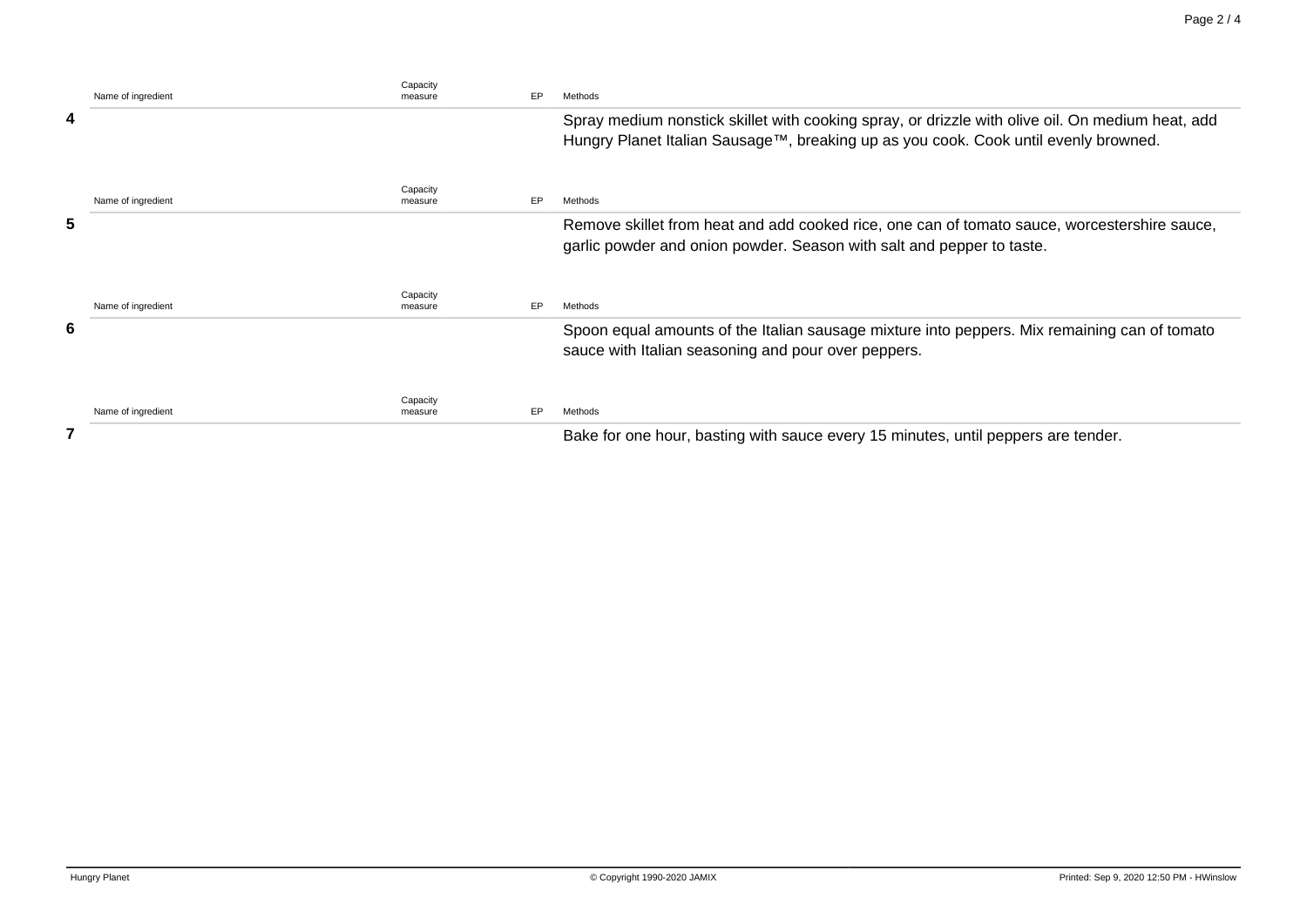| | Name of ingredient | Capacity measure | EP | Methods |
|---|---|---|---|---|
| **4** | | | | Spray medium nonstick skillet with cooking spray, or drizzle with olive oil. On medium heat, add Hungry Planet Italian Sausage™, breaking up as you cook. Cook until evenly browned. |

| | Name of ingredient | Capacity measure | EP | Methods |
|---|---|---|---|---|
| **5** | | | | Remove skillet from heat and add cooked rice, one can of tomato sauce, worcestershire sauce, garlic powder and onion powder. Season with salt and pepper to taste. |

| | Name of ingredient | Capacity measure | EP | Methods |
|---|---|---|---|---|
| **6** | | | | Spoon equal amounts of the Italian sausage mixture into peppers. Mix remaining can of tomato sauce with Italian seasoning and pour over peppers. |

| | Name of ingredient | Capacity measure | EP | Methods |
|---|---|---|---|---|
| **7** | | | | Bake for one hour, basting with sauce every 15 minutes, until peppers are tender. |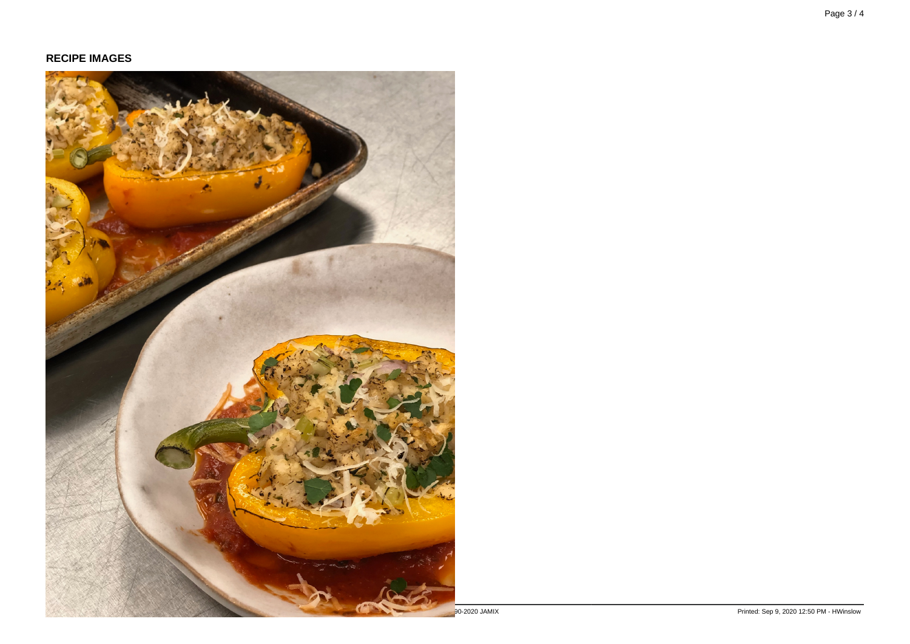**RECIPE IMAGES**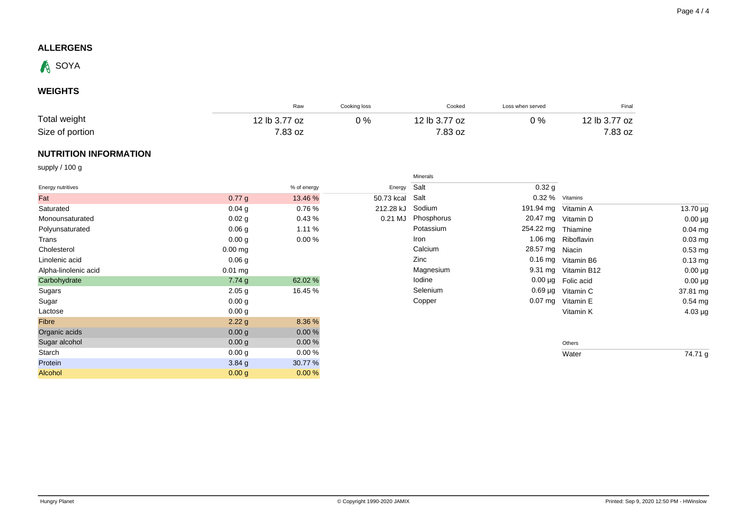## ALLERGENS

SOYA

## WEIGHTS

| | Raw | Cooking loss | Cooked | Loss when served | Final |
|---|---|---|---|---|---|
| Total weight | 12 lb 3.77 oz | 0 % | 12 lb 3.77 oz | 0 % | 12 lb 3.77 oz |
| Size of portion | 7.83 oz | | 7.83 oz | | 7.83 oz |

## NUTRITION INFORMATION

supply / 100 g

| Energy nutritives | | % of energy |
|---|---|---|
| Fat | 0.77 g | 13.46 % |
| Saturated | 0.04 g | 0.76 % |
| Monounsaturated | 0.02 g | 0.43 % |
| Polyunsaturated | 0.06 g | 1.11 % |
| Trans | 0.00 g | 0.00 % |
| Cholesterol | 0.00 mg | |
| Linolenic acid | 0.06 g | |
| Alpha-linolenic acid | 0.01 mg | |
| Carbohydrate | 7.74 g | 62.02 % |
| Sugars | 2.05 g | 16.45 % |
| Sugar | 0.00 g | |
| Lactose | 0.00 g | |
| Fibre | 2.22 g | 8.36 % |
| Organic acids | 0.00 g | 0.00 % |
| Sugar alcohol | 0.00 g | 0.00 % |
| Starch | 0.00 g | 0.00 % |
| Protein | 3.84 g | 30.77 % |
| Alcohol | 0.00 g | 0.00 % |

| Energy |
|---|
| 50.73 kcal |
| 212.28 kJ |
| 0.21 MJ |

| Minerals | |
|---|---|
| Salt | 0.32 g |
| Salt | 0.32 % |
| Sodium | 191.94 mg |
| Phosphorus | 20.47 mg |
| Potassium | 254.22 mg |
| Iron | 1.06 mg |
| Calcium | 28.57 mg |
| Zinc | 0.16 mg |
| Magnesium | 9.31 mg |
| Iodine | 0.00 µg |
| Selenium | 0.69 µg |
| Copper | 0.07 mg |

| Vitamins | |
|---|---|
| Vitamin A | 13.70 µg |
| Vitamin D | 0.00 µg |
| Thiamine | 0.04 mg |
| Riboflavin | 0.03 mg |
| Niacin | 0.53 mg |
| Vitamin B6 | 0.13 mg |
| Vitamin B12 | 0.00 µg |
| Folic acid | 0.00 µg |
| Vitamin C | 37.81 mg |
| Vitamin E | 0.54 mg |
| Vitamin K | 4.03 µg |

| Others | |
|---|---|
| Water | 74.71 g |

Hungry Planet © Copyright 1990-2020 JAMIX Printed: Sep 9, 2020 12:50 PM - HWinslow